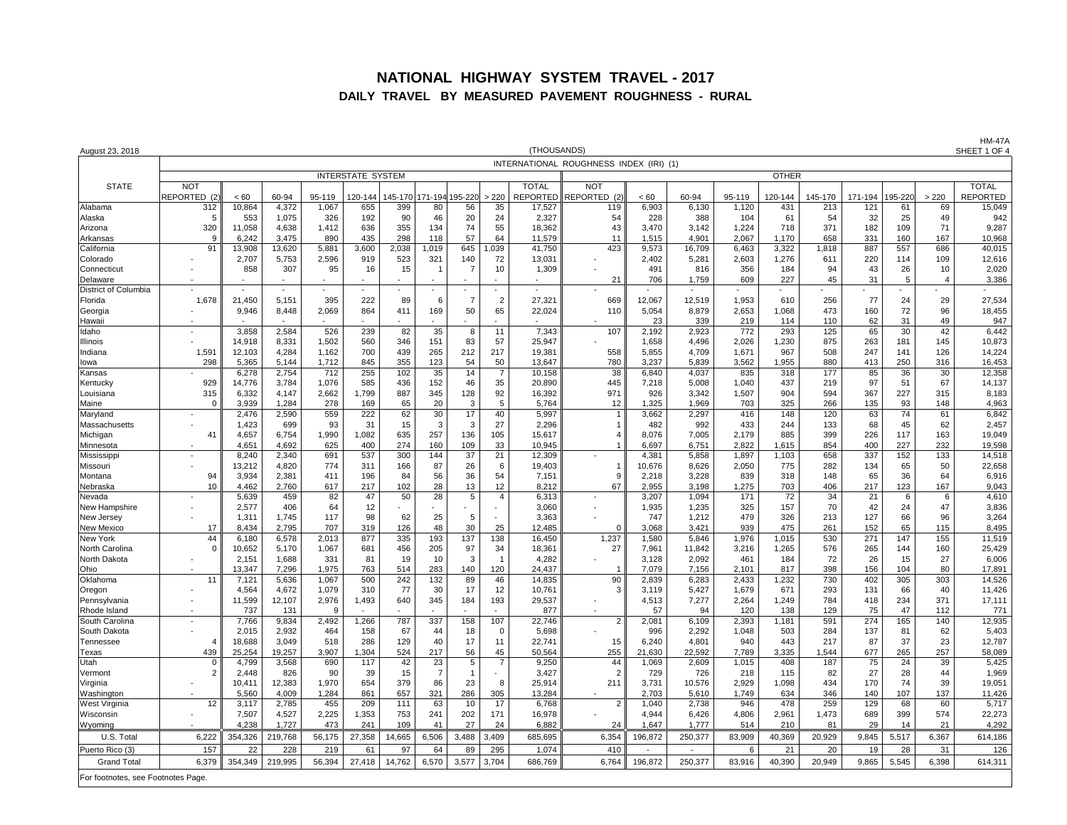# NATIONAL HIGHWAY SYSTEM TRAVEL - 2017

## DAILY TRAVEL BY MEASURED PAVEMENT ROUGHNESS - RURAL

August 23, 2018

HM-47A
SHEET 1 OF 4

(THOUSANDS)

| STATE | INTERNATIONAL ROUGHNESS INDEX (IRI) (1) | | | | | | | | | | | | | | | | | | | | |
|---|---|---|---|---|---|---|---|---|---|---|---|---|---|---|---|---|---|---|---|---|---|
| | INTERSTATE SYSTEM | | | | | | | | | | OTHER | | | | | | | | | | |
| | NOT REPORTED (2) | < 60 | 60-94 | 95-119 | 120-144 | 145-170 | 171-194 | 195-220 | > 220 | TOTAL REPORTED | NOT REPORTED (2) | < 60 | 60-94 | 95-119 | 120-144 | 145-170 | 171-194 | 195-220 | > 220 | TOTAL REPORTED |
| Alabama | 312 | 10,864 | 4,372 | 1,067 | 655 | 399 | 80 | 56 | 35 | 17,527 | 119 | 6,903 | 6,130 | 1,120 | 431 | 213 | 121 | 61 | 69 | 15,049 |
| Alaska | 5 | 553 | 1,075 | 326 | 192 | 90 | 46 | 20 | 24 | 2,327 | 54 | 228 | 388 | 104 | 61 | 54 | 32 | 25 | 49 | 942 |
| Arizona | 320 | 11,058 | 4,638 | 1,412 | 636 | 355 | 134 | 74 | 55 | 18,362 | 43 | 3,470 | 3,142 | 1,224 | 718 | 371 | 182 | 109 | 71 | 9,287 |
| Arkansas | 9 | 6,242 | 3,475 | 890 | 435 | 298 | 118 | 57 | 64 | 11,579 | 11 | 1,515 | 4,901 | 2,067 | 1,170 | 658 | 331 | 160 | 167 | 10,968 |
| California | 91 | 13,908 | 13,620 | 5,881 | 3,600 | 2,038 | 1,019 | 645 | 1,039 | 41,750 | 423 | 9,573 | 16,709 | 6,463 | 3,322 | 1,818 | 887 | 557 | 686 | 40,015 |
| Colorado | - | 2,707 | 5,753 | 2,596 | 919 | 523 | 321 | 140 | 72 | 13,031 | - | 2,402 | 5,281 | 2,603 | 1,276 | 611 | 220 | 114 | 109 | 12,616 |
| Connecticut | - | 858 | 307 | 95 | 16 | 15 | 1 | 7 | 10 | 1,309 | - | 491 | 816 | 356 | 184 | 94 | 43 | 26 | 10 | 2,020 |
| Delaware | - | - | - | - | - | - | - | - | - | - | 21 | 706 | 1,759 | 609 | 227 | 45 | 31 | 5 | 4 | 3,386 |
| District of Columbia | - | - | - | - | - | - | - | - | - | - | - | - | - | - | - | - | - | - | - | - |
| Florida | 1,678 | 21,450 | 5,151 | 395 | 222 | 89 | 6 | 7 | 2 | 27,321 | 669 | 12,067 | 12,519 | 1,953 | 610 | 256 | 77 | 24 | 29 | 27,534 |
| Georgia | - | 9,946 | 8,448 | 2,069 | 864 | 411 | 169 | 50 | 65 | 22,024 | 110 | 5,054 | 8,879 | 2,653 | 1,068 | 473 | 160 | 72 | 96 | 18,455 |
| Hawaii | - | - | - | - | - | - | - | - | - | - | - | 23 | 339 | 219 | 114 | 110 | 62 | 31 | 49 | 947 |
| Idaho | - | 3,858 | 2,584 | 526 | 239 | 82 | 35 | 8 | 11 | 7,343 | 107 | 2,192 | 2,923 | 772 | 293 | 125 | 65 | 30 | 42 | 6,442 |
| Illinois | - | 14,918 | 8,331 | 1,502 | 560 | 346 | 151 | 83 | 57 | 25,947 | - | 1,658 | 4,496 | 2,026 | 1,230 | 875 | 263 | 181 | 145 | 10,873 |
| Indiana | 1,591 | 12,103 | 4,284 | 1,162 | 700 | 439 | 265 | 212 | 217 | 19,381 | 558 | 5,855 | 4,709 | 1,671 | 967 | 508 | 247 | 141 | 126 | 14,224 |
| Iowa | 298 | 5,365 | 5,144 | 1,712 | 845 | 355 | 123 | 54 | 50 | 13,647 | 780 | 3,237 | 5,839 | 3,562 | 1,955 | 880 | 413 | 250 | 316 | 16,453 |
| Kansas | - | 6,278 | 2,754 | 712 | 255 | 102 | 35 | 14 | 7 | 10,158 | 38 | 6,840 | 4,037 | 835 | 318 | 177 | 85 | 36 | 30 | 12,358 |
| Kentucky | 929 | 14,776 | 3,784 | 1,076 | 585 | 436 | 152 | 46 | 35 | 20,890 | 445 | 7,218 | 5,008 | 1,040 | 437 | 219 | 97 | 51 | 67 | 14,137 |
| Louisiana | 315 | 6,332 | 4,147 | 2,662 | 1,799 | 887 | 345 | 128 | 92 | 16,392 | 971 | 926 | 3,342 | 1,507 | 904 | 594 | 367 | 227 | 315 | 8,183 |
| Maine | 0 | 3,939 | 1,284 | 278 | 169 | 65 | 20 | 3 | 5 | 5,764 | 12 | 1,325 | 1,969 | 703 | 325 | 266 | 135 | 93 | 148 | 4,963 |
| Maryland | - | 2,476 | 2,590 | 559 | 222 | 62 | 30 | 17 | 40 | 5,997 | 1 | 3,662 | 2,297 | 416 | 148 | 120 | 63 | 74 | 61 | 6,842 |
| Massachusetts | - | 1,423 | 699 | 93 | 31 | 15 | 3 | 3 | 27 | 2,296 | 1 | 482 | 992 | 433 | 244 | 133 | 68 | 45 | 62 | 2,457 |
| Michigan | 41 | 4,657 | 6,754 | 1,990 | 1,082 | 635 | 257 | 136 | 105 | 15,617 | 4 | 8,076 | 7,005 | 2,179 | 885 | 399 | 226 | 117 | 163 | 19,049 |
| Minnesota | - | 4,651 | 4,692 | 625 | 400 | 274 | 160 | 109 | 33 | 10,945 | 1 | 6,697 | 6,751 | 2,822 | 1,615 | 854 | 400 | 227 | 232 | 19,598 |
| Mississippi | - | 8,240 | 2,340 | 691 | 537 | 300 | 144 | 37 | 21 | 12,309 | - | 4,381 | 5,858 | 1,897 | 1,103 | 658 | 337 | 152 | 133 | 14,518 |
| Missouri | - | 13,212 | 4,820 | 774 | 311 | 166 | 87 | 26 | 6 | 19,403 | 1 | 10,676 | 8,626 | 2,050 | 775 | 282 | 134 | 65 | 50 | 22,658 |
| Montana | 94 | 3,934 | 2,381 | 411 | 196 | 84 | 56 | 36 | 54 | 7,151 | 9 | 2,218 | 3,228 | 839 | 318 | 148 | 65 | 36 | 64 | 6,916 |
| Nebraska | 10 | 4,462 | 2,760 | 617 | 217 | 102 | 28 | 13 | 12 | 8,212 | 67 | 2,955 | 3,198 | 1,275 | 703 | 406 | 217 | 123 | 167 | 9,043 |
| Nevada | - | 5,639 | 459 | 82 | 47 | 50 | 28 | 5 | 4 | 6,313 | - | 3,207 | 1,094 | 171 | 72 | 34 | 21 | 6 | 6 | 4,610 |
| New Hampshire | - | 2,577 | 406 | 64 | 12 | - | - | - | - | 3,060 | - | 1,935 | 1,235 | 325 | 157 | 70 | 42 | 24 | 47 | 3,836 |
| New Jersey | - | 1,311 | 1,745 | 117 | 98 | 62 | 25 | 5 | - | 3,363 | - | 747 | 1,212 | 479 | 326 | 213 | 127 | 66 | 96 | 3,264 |
| New Mexico | 17 | 8,434 | 2,795 | 707 | 319 | 126 | 48 | 30 | 25 | 12,485 | 0 | 3,068 | 3,421 | 939 | 475 | 261 | 152 | 65 | 115 | 8,495 |
| New York | 44 | 6,180 | 6,578 | 2,013 | 877 | 335 | 193 | 137 | 138 | 16,450 | 1,237 | 1,580 | 5,846 | 1,976 | 1,015 | 530 | 271 | 147 | 155 | 11,519 |
| North Carolina | 0 | 10,652 | 5,170 | 1,067 | 681 | 456 | 205 | 97 | 34 | 18,361 | 27 | 7,961 | 11,842 | 3,216 | 1,265 | 576 | 265 | 144 | 160 | 25,429 |
| North Dakota | - | 2,151 | 1,688 | 331 | 81 | 19 | 10 | 3 | 1 | 4,282 | - | 3,128 | 2,092 | 461 | 184 | 72 | 26 | 15 | 27 | 6,006 |
| Ohio | - | 13,347 | 7,296 | 1,975 | 763 | 514 | 283 | 140 | 120 | 24,437 | 1 | 7,079 | 7,156 | 2,101 | 817 | 398 | 156 | 104 | 80 | 17,891 |
| Oklahoma | 11 | 7,121 | 5,636 | 1,067 | 500 | 242 | 132 | 89 | 46 | 14,835 | 90 | 2,839 | 6,283 | 2,433 | 1,232 | 730 | 402 | 305 | 303 | 14,526 |
| Oregon | - | 4,564 | 4,672 | 1,079 | 310 | 77 | 30 | 17 | 12 | 10,761 | 3 | 3,119 | 5,427 | 1,679 | 671 | 293 | 131 | 66 | 40 | 11,426 |
| Pennsylvania | - | 11,599 | 12,107 | 2,976 | 1,493 | 640 | 345 | 184 | 193 | 29,537 | - | 4,513 | 7,277 | 2,264 | 1,249 | 784 | 418 | 234 | 371 | 17,111 |
| Rhode Island | - | 737 | 131 | 9 | - | - | - | - | - | 877 | - | 57 | 94 | 120 | 138 | 129 | 75 | 47 | 112 | 771 |
| South Carolina | - | 7,766 | 9,834 | 2,492 | 1,266 | 787 | 337 | 158 | 107 | 22,746 | 2 | 2,081 | 6,109 | 2,393 | 1,181 | 591 | 274 | 165 | 140 | 12,935 |
| South Dakota | - | 2,015 | 2,932 | 464 | 158 | 67 | 44 | 18 | 0 | 5,698 | - | 996 | 2,292 | 1,048 | 503 | 284 | 137 | 81 | 62 | 5,403 |
| Tennessee | 4 | 18,688 | 3,049 | 518 | 286 | 129 | 40 | 17 | 11 | 22,741 | 15 | 6,240 | 4,801 | 940 | 443 | 217 | 87 | 37 | 23 | 12,787 |
| Texas | 439 | 25,254 | 19,257 | 3,907 | 1,304 | 524 | 217 | 56 | 45 | 50,564 | 255 | 21,630 | 22,592 | 7,789 | 3,335 | 1,544 | 677 | 265 | 257 | 58,089 |
| Utah | 0 | 4,799 | 3,568 | 690 | 117 | 42 | 23 | 5 | 7 | 9,250 | 44 | 1,069 | 2,609 | 1,015 | 408 | 187 | 75 | 24 | 39 | 5,425 |
| Vermont | 2 | 2,448 | 826 | 90 | 39 | 15 | 7 | 1 | - | 3,427 | 2 | 729 | 726 | 218 | 115 | 82 | 27 | 28 | 44 | 1,969 |
| Virginia | - | 10,411 | 12,383 | 1,970 | 654 | 379 | 86 | 23 | 8 | 25,914 | 211 | 3,731 | 10,576 | 2,929 | 1,098 | 434 | 170 | 74 | 39 | 19,051 |
| Washington | - | 5,560 | 4,009 | 1,284 | 861 | 657 | 321 | 286 | 305 | 13,284 | - | 2,703 | 5,610 | 1,749 | 634 | 346 | 140 | 107 | 137 | 11,426 |
| West Virginia | 12 | 3,117 | 2,785 | 455 | 209 | 111 | 63 | 10 | 17 | 6,768 | 2 | 1,040 | 2,738 | 946 | 478 | 259 | 129 | 68 | 60 | 5,717 |
| Wisconsin | - | 7,507 | 4,527 | 2,225 | 1,353 | 753 | 241 | 202 | 171 | 16,978 | - | 4,944 | 6,426 | 4,806 | 2,961 | 1,473 | 689 | 399 | 574 | 22,273 |
| Wyoming | - | 4,238 | 1,727 | 473 | 241 | 109 | 41 | 27 | 24 | 6,882 | 24 | 1,647 | 1,777 | 514 | 210 | 81 | 29 | 14 | 21 | 4,292 |
| U.S. Total | 6,222 | 354,326 | 219,768 | 56,175 | 27,358 | 14,665 | 6,506 | 3,488 | 3,409 | 685,695 | 6,354 | 196,872 | 250,377 | 83,909 | 40,369 | 20,929 | 9,845 | 5,517 | 6,367 | 614,186 |
| Puerto Rico (3) | 157 | 22 | 228 | 219 | 61 | 97 | 64 | 89 | 295 | 1,074 | 410 | - | - | 6 | 21 | 20 | 19 | 28 | 31 | 126 |
| Grand Total | 6,379 | 354,349 | 219,995 | 56,394 | 27,418 | 14,762 | 6,570 | 3,577 | 3,704 | 686,769 | 6,764 | 196,872 | 250,377 | 83,916 | 40,390 | 20,949 | 9,865 | 5,545 | 6,398 | 614,311 |

For footnotes, see Footnotes Page.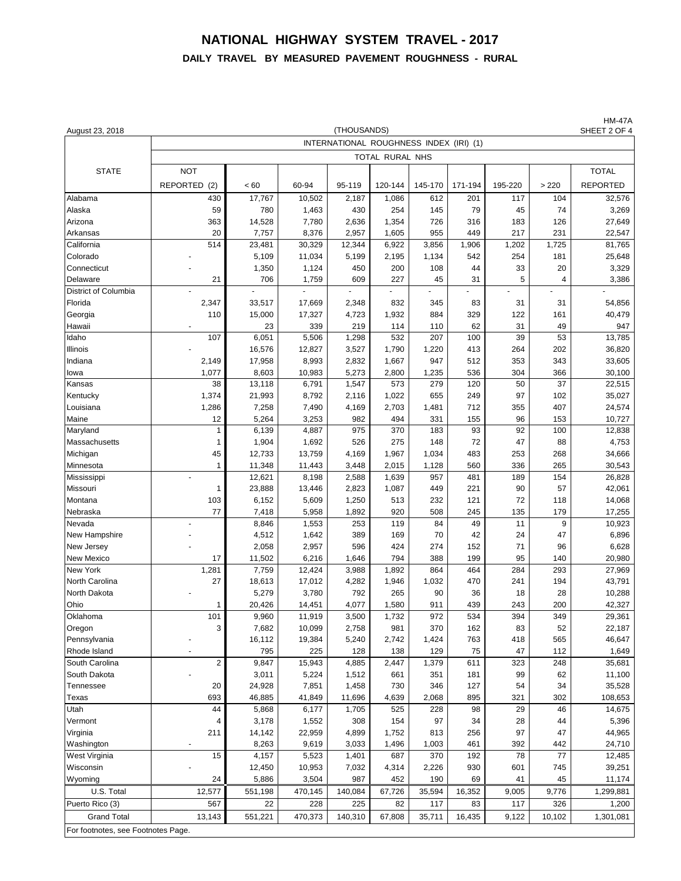# NATIONAL HIGHWAY SYSTEM TRAVEL - 2017

## DAILY TRAVEL BY MEASURED PAVEMENT ROUGHNESS - RURAL

HM-47A
SHEET 2 OF 4

August 23, 2018

(THOUSANDS)

| STATE | INTERNATIONAL ROUGHNESS INDEX (IRI) (1) | | | | | | | | | |
|---|---|---|---|---|---|---|---|---|---|---|
| | TOTAL RURAL NHS | | | | | | | | | |
| | NOT REPORTED (2) | < 60 | 60-94 | 95-119 | 120-144 | 145-170 | 171-194 | 195-220 | > 220 | TOTAL REPORTED |
| Alabama | 430 | 17,767 | 10,502 | 2,187 | 1,086 | 612 | 201 | 117 | 104 | 32,576 |
| Alaska | 59 | 780 | 1,463 | 430 | 254 | 145 | 79 | 45 | 74 | 3,269 |
| Arizona | 363 | 14,528 | 7,780 | 2,636 | 1,354 | 726 | 316 | 183 | 126 | 27,649 |
| Arkansas | 20 | 7,757 | 8,376 | 2,957 | 1,605 | 955 | 449 | 217 | 231 | 22,547 |
| California | 514 | 23,481 | 30,329 | 12,344 | 6,922 | 3,856 | 1,906 | 1,202 | 1,725 | 81,765 |
| Colorado | - | 5,109 | 11,034 | 5,199 | 2,195 | 1,134 | 542 | 254 | 181 | 25,648 |
| Connecticut | - | 1,350 | 1,124 | 450 | 200 | 108 | 44 | 33 | 20 | 3,329 |
| Delaware | 21 | 706 | 1,759 | 609 | 227 | 45 | 31 | 5 | 4 | 3,386 |
| District of Columbia | - | - | - | - | - | - | - | - | - | - |
| Florida | 2,347 | 33,517 | 17,669 | 2,348 | 832 | 345 | 83 | 31 | 31 | 54,856 |
| Georgia | 110 | 15,000 | 17,327 | 4,723 | 1,932 | 884 | 329 | 122 | 161 | 40,479 |
| Hawaii | - | 23 | 339 | 219 | 114 | 110 | 62 | 31 | 49 | 947 |
| Idaho | 107 | 6,051 | 5,506 | 1,298 | 532 | 207 | 100 | 39 | 53 | 13,785 |
| Illinois | - | 16,576 | 12,827 | 3,527 | 1,790 | 1,220 | 413 | 264 | 202 | 36,820 |
| Indiana | 2,149 | 17,958 | 8,993 | 2,832 | 1,667 | 947 | 512 | 353 | 343 | 33,605 |
| Iowa | 1,077 | 8,603 | 10,983 | 5,273 | 2,800 | 1,235 | 536 | 304 | 366 | 30,100 |
| Kansas | 38 | 13,118 | 6,791 | 1,547 | 573 | 279 | 120 | 50 | 37 | 22,515 |
| Kentucky | 1,374 | 21,993 | 8,792 | 2,116 | 1,022 | 655 | 249 | 97 | 102 | 35,027 |
| Louisiana | 1,286 | 7,258 | 7,490 | 4,169 | 2,703 | 1,481 | 712 | 355 | 407 | 24,574 |
| Maine | 12 | 5,264 | 3,253 | 982 | 494 | 331 | 155 | 96 | 153 | 10,727 |
| Maryland | 1 | 6,139 | 4,887 | 975 | 370 | 183 | 93 | 92 | 100 | 12,838 |
| Massachusetts | 1 | 1,904 | 1,692 | 526 | 275 | 148 | 72 | 47 | 88 | 4,753 |
| Michigan | 45 | 12,733 | 13,759 | 4,169 | 1,967 | 1,034 | 483 | 253 | 268 | 34,666 |
| Minnesota | 1 | 11,348 | 11,443 | 3,448 | 2,015 | 1,128 | 560 | 336 | 265 | 30,543 |
| Mississippi | - | 12,621 | 8,198 | 2,588 | 1,639 | 957 | 481 | 189 | 154 | 26,828 |
| Missouri | 1 | 23,888 | 13,446 | 2,823 | 1,087 | 449 | 221 | 90 | 57 | 42,061 |
| Montana | 103 | 6,152 | 5,609 | 1,250 | 513 | 232 | 121 | 72 | 118 | 14,068 |
| Nebraska | 77 | 7,418 | 5,958 | 1,892 | 920 | 508 | 245 | 135 | 179 | 17,255 |
| Nevada | - | 8,846 | 1,553 | 253 | 119 | 84 | 49 | 11 | 9 | 10,923 |
| New Hampshire | - | 4,512 | 1,642 | 389 | 169 | 70 | 42 | 24 | 47 | 6,896 |
| New Jersey | - | 2,058 | 2,957 | 596 | 424 | 274 | 152 | 71 | 96 | 6,628 |
| New Mexico | 17 | 11,502 | 6,216 | 1,646 | 794 | 388 | 199 | 95 | 140 | 20,980 |
| New York | 1,281 | 7,759 | 12,424 | 3,988 | 1,892 | 864 | 464 | 284 | 293 | 27,969 |
| North Carolina | 27 | 18,613 | 17,012 | 4,282 | 1,946 | 1,032 | 470 | 241 | 194 | 43,791 |
| North Dakota | - | 5,279 | 3,780 | 792 | 265 | 90 | 36 | 18 | 28 | 10,288 |
| Ohio | 1 | 20,426 | 14,451 | 4,077 | 1,580 | 911 | 439 | 243 | 200 | 42,327 |
| Oklahoma | 101 | 9,960 | 11,919 | 3,500 | 1,732 | 972 | 534 | 394 | 349 | 29,361 |
| Oregon | 3 | 7,682 | 10,099 | 2,758 | 981 | 370 | 162 | 83 | 52 | 22,187 |
| Pennsylvania | - | 16,112 | 19,384 | 5,240 | 2,742 | 1,424 | 763 | 418 | 565 | 46,647 |
| Rhode Island | - | 795 | 225 | 128 | 138 | 129 | 75 | 47 | 112 | 1,649 |
| South Carolina | 2 | 9,847 | 15,943 | 4,885 | 2,447 | 1,379 | 611 | 323 | 248 | 35,681 |
| South Dakota | - | 3,011 | 5,224 | 1,512 | 661 | 351 | 181 | 99 | 62 | 11,100 |
| Tennessee | 20 | 24,928 | 7,851 | 1,458 | 730 | 346 | 127 | 54 | 34 | 35,528 |
| Texas | 693 | 46,885 | 41,849 | 11,696 | 4,639 | 2,068 | 895 | 321 | 302 | 108,653 |
| Utah | 44 | 5,868 | 6,177 | 1,705 | 525 | 228 | 98 | 29 | 46 | 14,675 |
| Vermont | 4 | 3,178 | 1,552 | 308 | 154 | 97 | 34 | 28 | 44 | 5,396 |
| Virginia | 211 | 14,142 | 22,959 | 4,899 | 1,752 | 813 | 256 | 97 | 47 | 44,965 |
| Washington | - | 8,263 | 9,619 | 3,033 | 1,496 | 1,003 | 461 | 392 | 442 | 24,710 |
| West Virginia | 15 | 4,157 | 5,523 | 1,401 | 687 | 370 | 192 | 78 | 77 | 12,485 |
| Wisconsin | - | 12,450 | 10,953 | 7,032 | 4,314 | 2,226 | 930 | 601 | 745 | 39,251 |
| Wyoming | 24 | 5,886 | 3,504 | 987 | 452 | 190 | 69 | 41 | 45 | 11,174 |
| U.S. Total | 12,577 | 551,198 | 470,145 | 140,084 | 67,726 | 35,594 | 16,352 | 9,005 | 9,776 | 1,299,881 |
| Puerto Rico (3) | 567 | 22 | 228 | 225 | 82 | 117 | 83 | 117 | 326 | 1,200 |
| Grand Total | 13,143 | 551,221 | 470,373 | 140,310 | 67,808 | 35,711 | 16,435 | 9,122 | 10,102 | 1,301,081 |

For footnotes, see Footnotes Page.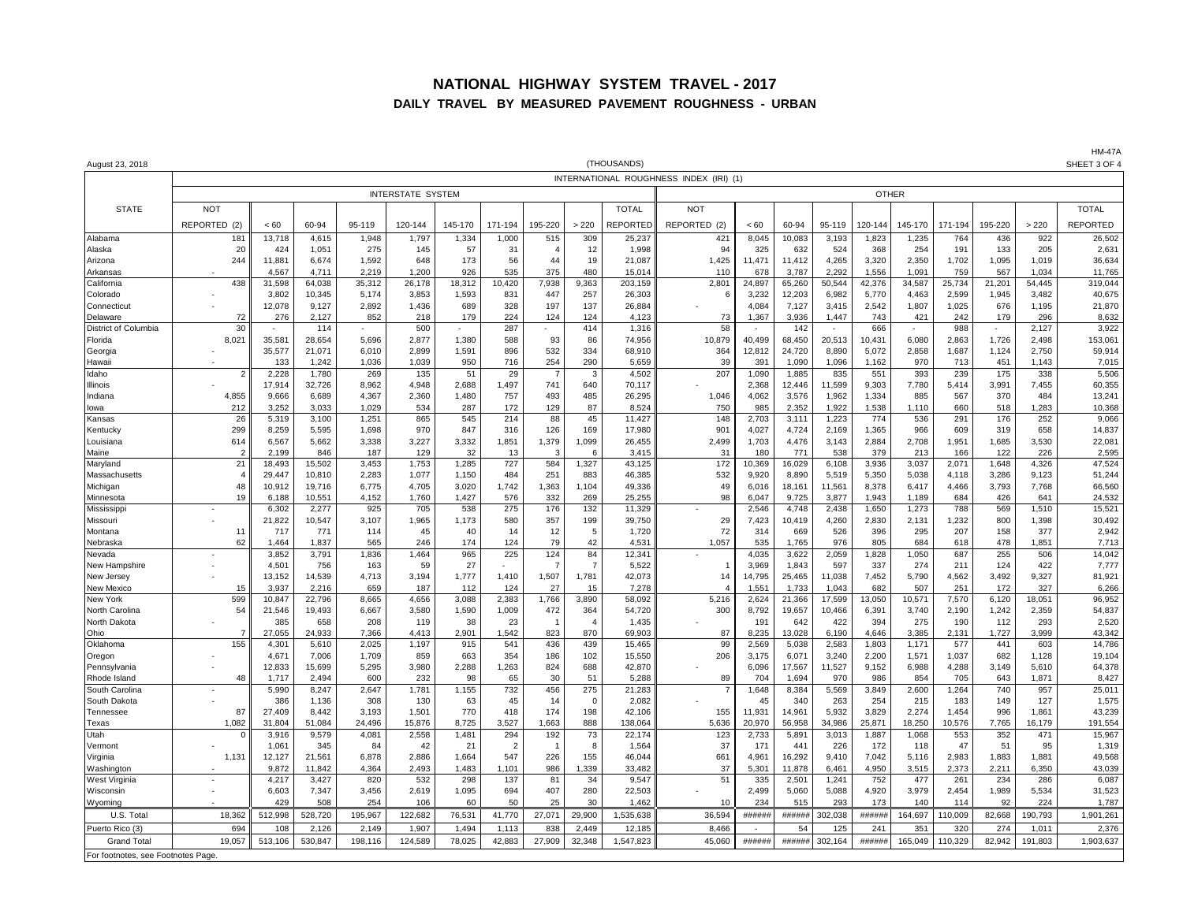# NATIONAL HIGHWAY SYSTEM TRAVEL - 2017

## DAILY TRAVEL BY MEASURED PAVEMENT ROUGHNESS - URBAN

August 23, 2018 (THOUSANDS) HM-47A SHEET 3 OF 4

| STATE | INTERNATIONAL ROUGHNESS INDEX (IRI) (1) | | | | | | | | | | | | | | | | | | | |
|---|---|---|---|---|---|---|---|---|---|---|---|---|---|---|---|---|---|---|---|---|
| | INTERSTATE SYSTEM | | | | | | | | | | OTHER | | | | | | | | | |
| | NOT REPORTED (2) | < 60 | 60-94 | 95-119 | 120-144 | 145-170 | 171-194 | 195-220 | > 220 | TOTAL REPORTED | NOT REPORTED (2) | < 60 | 60-94 | 95-119 | 120-144 | 145-170 | 171-194 | 195-220 | > 220 | TOTAL REPORTED |
| Alabama | 181 | 13,718 | 4,615 | 1,948 | 1,797 | 1,334 | 1,000 | 515 | 309 | 25,237 | 421 | 8,045 | 10,083 | 3,193 | 1,823 | 1,235 | 764 | 436 | 922 | 26,502 |
| Alaska | 20 | 424 | 1,051 | 275 | 145 | 57 | 31 | 4 | 12 | 1,998 | 94 | 325 | 632 | 524 | 368 | 254 | 191 | 133 | 205 | 2,631 |
| Arizona | 244 | 11,881 | 6,674 | 1,592 | 648 | 173 | 56 | 44 | 19 | 21,087 | 1,425 | 11,471 | 11,412 | 4,265 | 3,320 | 2,350 | 1,702 | 1,095 | 1,019 | 36,634 |
| Arkansas | - | 4,567 | 4,711 | 2,219 | 1,200 | 926 | 535 | 375 | 480 | 15,014 | 110 | 678 | 3,787 | 2,292 | 1,556 | 1,091 | 759 | 567 | 1,034 | 11,765 |
| California | 438 | 31,598 | 64,038 | 35,312 | 26,178 | 18,312 | 10,420 | 7,938 | 9,363 | 203,159 | 2,801 | 24,897 | 65,260 | 50,544 | 42,376 | 34,587 | 25,734 | 21,201 | 54,445 | 319,044 |
| Colorado | - | 3,802 | 10,345 | 5,174 | 3,853 | 1,593 | 831 | 447 | 257 | 26,303 | 6 | 3,232 | 12,203 | 6,982 | 5,770 | 4,463 | 2,599 | 1,945 | 3,482 | 40,675 |
| Connecticut | - | 12,078 | 9,127 | 2,892 | 1,436 | 689 | 328 | 197 | 137 | 26,884 | - | 4,084 | 7,127 | 3,415 | 2,542 | 1,807 | 1,025 | 676 | 1,195 | 21,870 |
| Delaware | 72 | 276 | 2,127 | 852 | 218 | 179 | 224 | 124 | 124 | 4,123 | 73 | 1,367 | 3,936 | 1,447 | 743 | 421 | 242 | 179 | 296 | 8,632 |
| District of Columbia | 30 | - | 114 | - | 500 | - | 287 | - | 414 | 1,316 | 58 | - | 142 | - | 666 | - | 988 | - | 2,127 | 3,922 |
| Florida | 8,021 | 35,581 | 28,654 | 5,696 | 2,877 | 1,380 | 588 | 93 | 86 | 74,956 | 10,879 | 40,499 | 68,450 | 20,513 | 10,431 | 6,080 | 2,863 | 1,726 | 2,498 | 153,061 |
| Georgia | - | 35,577 | 21,071 | 6,010 | 2,899 | 1,591 | 896 | 532 | 334 | 68,910 | 364 | 12,812 | 24,720 | 8,890 | 5,072 | 2,858 | 1,687 | 1,124 | 2,750 | 59,914 |
| Hawaii | - | 133 | 1,242 | 1,036 | 1,039 | 950 | 716 | 254 | 290 | 5,659 | 39 | 391 | 1,090 | 1,096 | 1,162 | 970 | 713 | 451 | 1,143 | 7,015 |
| Idaho | 2 | 2,228 | 1,780 | 269 | 135 | 51 | 29 | 7 | 3 | 4,502 | 207 | 1,090 | 1,885 | 835 | 551 | 393 | 239 | 175 | 338 | 5,506 |
| Illinois | - | 17,914 | 32,726 | 8,962 | 4,948 | 2,688 | 1,497 | 741 | 640 | 70,117 | - | 2,368 | 12,446 | 11,599 | 9,303 | 7,780 | 5,414 | 3,991 | 7,455 | 60,355 |
| Indiana | 4,855 | 9,666 | 6,689 | 4,367 | 2,360 | 1,480 | 757 | 493 | 485 | 26,295 | 1,046 | 4,062 | 3,576 | 1,962 | 1,334 | 885 | 567 | 370 | 484 | 13,241 |
| Iowa | 212 | 3,252 | 3,033 | 1,029 | 534 | 287 | 172 | 129 | 87 | 8,524 | 750 | 985 | 2,352 | 1,922 | 1,538 | 1,110 | 660 | 518 | 1,283 | 10,368 |
| Kansas | 26 | 5,319 | 3,100 | 1,251 | 865 | 545 | 214 | 88 | 45 | 11,427 | 148 | 2,703 | 3,111 | 1,223 | 774 | 536 | 291 | 176 | 252 | 9,066 |
| Kentucky | 299 | 8,259 | 5,595 | 1,698 | 970 | 847 | 316 | 126 | 169 | 17,980 | 901 | 4,027 | 4,724 | 2,169 | 1,365 | 966 | 609 | 319 | 658 | 14,837 |
| Louisiana | 614 | 6,567 | 5,662 | 3,338 | 3,227 | 3,332 | 1,851 | 1,379 | 1,099 | 26,455 | 2,499 | 1,703 | 4,476 | 3,143 | 2,884 | 2,708 | 1,951 | 1,685 | 3,530 | 22,081 |
| Maine | 2 | 2,199 | 846 | 187 | 129 | 32 | 13 | 3 | 6 | 3,415 | 31 | 180 | 771 | 538 | 379 | 213 | 166 | 122 | 226 | 2,595 |
| Maryland | 21 | 18,493 | 15,502 | 3,453 | 1,753 | 1,285 | 727 | 584 | 1,327 | 43,125 | 172 | 10,369 | 16,029 | 6,108 | 3,936 | 3,037 | 2,071 | 1,648 | 4,326 | 47,524 |
| Massachusetts | 4 | 29,447 | 10,810 | 2,283 | 1,077 | 1,150 | 484 | 251 | 883 | 46,385 | 532 | 9,920 | 8,890 | 5,519 | 5,350 | 5,038 | 4,118 | 3,286 | 9,123 | 51,244 |
| Michigan | 48 | 10,912 | 19,716 | 6,775 | 4,705 | 3,020 | 1,742 | 1,363 | 1,104 | 49,336 | 49 | 6,016 | 18,161 | 11,561 | 8,378 | 6,417 | 4,466 | 3,793 | 7,768 | 66,560 |
| Minnesota | 19 | 6,188 | 10,551 | 4,152 | 1,760 | 1,427 | 576 | 332 | 269 | 25,255 | 98 | 6,047 | 9,725 | 3,877 | 1,943 | 1,189 | 684 | 426 | 641 | 24,532 |
| Mississippi | - | 6,302 | 2,277 | 925 | 705 | 538 | 275 | 176 | 132 | 11,329 | - | 2,546 | 4,748 | 2,438 | 1,650 | 1,273 | 788 | 569 | 1,510 | 15,521 |
| Missouri | - | 21,822 | 10,547 | 3,107 | 1,965 | 1,173 | 580 | 357 | 199 | 39,750 | 29 | 7,423 | 10,419 | 4,260 | 2,830 | 2,131 | 1,232 | 800 | 1,398 | 30,492 |
| Montana | 11 | 717 | 771 | 114 | 45 | 40 | 14 | 12 | 5 | 1,720 | 72 | 314 | 669 | 526 | 396 | 295 | 207 | 158 | 377 | 2,942 |
| Nebraska | 62 | 1,464 | 1,837 | 565 | 246 | 174 | 124 | 79 | 42 | 4,531 | 1,057 | 535 | 1,765 | 976 | 805 | 684 | 618 | 478 | 1,851 | 7,713 |
| Nevada | - | 3,852 | 3,791 | 1,836 | 1,464 | 965 | 225 | 124 | 84 | 12,341 | - | 4,035 | 3,622 | 2,059 | 1,828 | 1,050 | 687 | 255 | 506 | 14,042 |
| New Hampshire | - | 4,501 | 756 | 163 | 59 | 27 | - | 7 | 7 | 5,522 | 1 | 3,969 | 1,843 | 597 | 337 | 274 | 211 | 124 | 422 | 7,777 |
| New Jersey | - | 13,152 | 14,539 | 4,713 | 3,194 | 1,777 | 1,410 | 1,507 | 1,781 | 42,073 | 14 | 14,795 | 25,465 | 11,038 | 7,452 | 5,790 | 4,562 | 3,492 | 9,327 | 81,921 |
| New Mexico | 15 | 3,937 | 2,216 | 659 | 187 | 112 | 124 | 27 | 15 | 7,278 | 4 | 1,551 | 1,733 | 1,043 | 682 | 507 | 251 | 172 | 327 | 6,266 |
| New York | 599 | 10,847 | 22,796 | 8,665 | 4,656 | 3,088 | 2,383 | 1,766 | 3,890 | 58,092 | 5,216 | 2,624 | 21,366 | 17,599 | 13,050 | 10,571 | 7,570 | 6,120 | 18,051 | 96,952 |
| North Carolina | 54 | 21,546 | 19,493 | 6,667 | 3,580 | 1,590 | 1,009 | 472 | 364 | 54,720 | 300 | 8,792 | 19,657 | 10,466 | 6,391 | 3,740 | 2,190 | 1,242 | 2,359 | 54,837 |
| North Dakota | - | 385 | 658 | 208 | 119 | 38 | 23 | 1 | 4 | 1,435 | - | 191 | 642 | 422 | 394 | 275 | 190 | 112 | 293 | 2,520 |
| Ohio | 7 | 27,055 | 24,933 | 7,366 | 4,413 | 2,901 | 1,542 | 823 | 870 | 69,903 | 87 | 8,235 | 13,028 | 6,190 | 4,646 | 3,385 | 2,131 | 1,727 | 3,999 | 43,342 |
| Oklahoma | 155 | 4,301 | 5,610 | 2,025 | 1,197 | 915 | 541 | 436 | 439 | 15,465 | 99 | 2,569 | 5,038 | 2,583 | 1,803 | 1,171 | 577 | 441 | 603 | 14,786 |
| Oregon | - | 4,671 | 7,006 | 1,709 | 859 | 663 | 354 | 186 | 102 | 15,550 | 206 | 3,175 | 6,071 | 3,240 | 2,200 | 1,571 | 1,037 | 682 | 1,128 | 19,104 |
| Pennsylvania | - | 12,833 | 15,699 | 5,295 | 3,980 | 2,288 | 1,263 | 824 | 688 | 42,870 | - | 6,096 | 17,567 | 11,527 | 9,152 | 6,988 | 4,288 | 3,149 | 5,610 | 64,378 |
| Rhode Island | 48 | 1,717 | 2,494 | 600 | 232 | 98 | 65 | 30 | 51 | 5,288 | 89 | 704 | 1,694 | 970 | 986 | 854 | 705 | 643 | 1,871 | 8,427 |
| South Carolina | - | 5,990 | 8,247 | 2,647 | 1,781 | 1,155 | 732 | 456 | 275 | 21,283 | 7 | 1,648 | 8,384 | 5,569 | 3,849 | 2,600 | 1,264 | 740 | 957 | 25,011 |
| South Dakota | - | 386 | 1,136 | 308 | 130 | 63 | 45 | 14 | 0 | 2,082 | - | 45 | 340 | 263 | 254 | 215 | 183 | 149 | 127 | 1,575 |
| Tennessee | 87 | 27,409 | 8,442 | 3,193 | 1,501 | 770 | 418 | 174 | 198 | 42,106 | 155 | 11,931 | 14,961 | 5,932 | 3,829 | 2,274 | 1,454 | 996 | 1,861 | 43,239 |
| Texas | 1,082 | 31,804 | 51,084 | 24,496 | 15,876 | 8,725 | 3,527 | 1,663 | 888 | 138,064 | 5,636 | 20,970 | 56,958 | 34,986 | 25,871 | 18,250 | 10,576 | 7,765 | 16,179 | 191,554 |
| Utah | 0 | 3,916 | 9,579 | 4,081 | 2,558 | 1,481 | 294 | 192 | 73 | 22,174 | 123 | 2,733 | 5,891 | 3,013 | 1,887 | 1,068 | 553 | 352 | 471 | 15,967 |
| Vermont | - | 1,061 | 345 | 84 | 42 | 21 | 2 | 1 | 8 | 1,564 | 37 | 171 | 441 | 226 | 172 | 118 | 47 | 51 | 95 | 1,319 |
| Virginia | 1,131 | 12,127 | 21,561 | 6,878 | 2,886 | 1,664 | 547 | 226 | 155 | 46,044 | 661 | 4,961 | 16,292 | 9,410 | 7,042 | 5,116 | 2,983 | 1,883 | 1,881 | 49,568 |
| Washington | - | 9,872 | 11,842 | 4,364 | 2,493 | 1,483 | 1,101 | 986 | 1,339 | 33,482 | 37 | 5,301 | 11,878 | 6,461 | 4,950 | 3,515 | 2,373 | 2,211 | 6,350 | 43,039 |
| West Virginia | - | 4,217 | 3,427 | 820 | 532 | 298 | 137 | 81 | 34 | 9,547 | 51 | 335 | 2,501 | 1,241 | 752 | 477 | 261 | 234 | 286 | 6,087 |
| Wisconsin | - | 6,603 | 7,347 | 3,456 | 2,619 | 1,095 | 694 | 407 | 280 | 22,503 | - | 2,499 | 5,060 | 5,088 | 4,920 | 3,979 | 2,454 | 1,989 | 5,534 | 31,523 |
| Wyoming | - | 429 | 508 | 254 | 106 | 60 | 50 | 25 | 30 | 1,462 | 10 | 234 | 515 | 293 | 173 | 140 | 114 | 92 | 224 | 1,787 |
| U.S. Total | 18,362 | 512,998 | 528,720 | 195,967 | 122,682 | 76,531 | 41,770 | 27,071 | 29,900 | 1,535,638 | 36,594 | ###### | ###### | 302,038 | ###### | 164,697 | 110,009 | 82,668 | 190,793 | 1,901,261 |
| Puerto Rico (3) | 694 | 108 | 2,126 | 2,149 | 1,907 | 1,494 | 1,113 | 838 | 2,449 | 12,185 | 8,466 | - | 54 | 125 | 241 | 351 | 320 | 274 | 1,011 | 2,376 |
| Grand Total | 19,057 | 513,106 | 530,847 | 198,116 | 124,589 | 78,025 | 42,883 | 27,909 | 32,348 | 1,547,823 | 45,060 | ###### | ###### | 302,164 | ###### | 165,049 | 110,329 | 82,942 | 191,803 | 1,903,637 |

For footnotes, see Footnotes Page.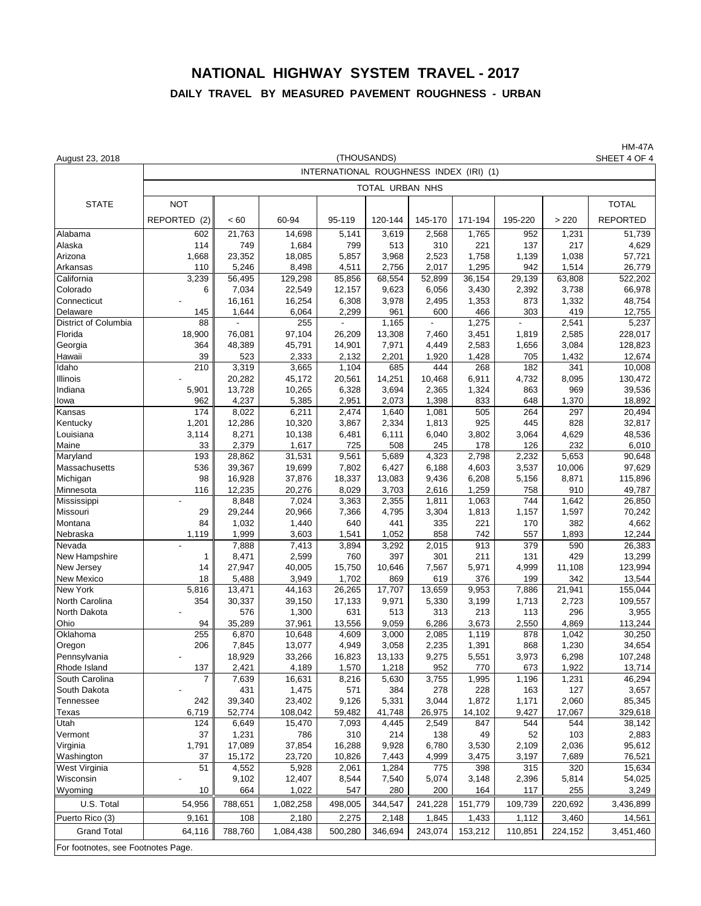# NATIONAL HIGHWAY SYSTEM TRAVEL - 2017

## DAILY TRAVEL BY MEASURED PAVEMENT ROUGHNESS - URBAN

August 23, 2018 (THOUSANDS) HM-47A SHEET 4 OF 4

| STATE | INTERNATIONAL ROUGHNESS INDEX (IRI) (1) | | | | | | | | | |
|---|---|---|---|---|---|---|---|---|---|---|
| | TOTAL URBAN NHS | | | | | | | | | |
| | NOT REPORTED (2) | < 60 | 60-94 | 95-119 | 120-144 | 145-170 | 171-194 | 195-220 | > 220 | TOTAL REPORTED |
| Alabama | 602 | 21,763 | 14,698 | 5,141 | 3,619 | 2,568 | 1,765 | 952 | 1,231 | 51,739 |
| Alaska | 114 | 749 | 1,684 | 799 | 513 | 310 | 221 | 137 | 217 | 4,629 |
| Arizona | 1,668 | 23,352 | 18,085 | 5,857 | 3,968 | 2,523 | 1,758 | 1,139 | 1,038 | 57,721 |
| Arkansas | 110 | 5,246 | 8,498 | 4,511 | 2,756 | 2,017 | 1,295 | 942 | 1,514 | 26,779 |
| California | 3,239 | 56,495 | 129,298 | 85,856 | 68,554 | 52,899 | 36,154 | 29,139 | 63,808 | 522,202 |
| Colorado | 6 | 7,034 | 22,549 | 12,157 | 9,623 | 6,056 | 3,430 | 2,392 | 3,738 | 66,978 |
| Connecticut | - | 16,161 | 16,254 | 6,308 | 3,978 | 2,495 | 1,353 | 873 | 1,332 | 48,754 |
| Delaware | 145 | 1,644 | 6,064 | 2,299 | 961 | 600 | 466 | 303 | 419 | 12,755 |
| District of Columbia | 88 | - | 255 | - | 1,165 | - | 1,275 | - | 2,541 | 5,237 |
| Florida | 18,900 | 76,081 | 97,104 | 26,209 | 13,308 | 7,460 | 3,451 | 1,819 | 2,585 | 228,017 |
| Georgia | 364 | 48,389 | 45,791 | 14,901 | 7,971 | 4,449 | 2,583 | 1,656 | 3,084 | 128,823 |
| Hawaii | 39 | 523 | 2,333 | 2,132 | 2,201 | 1,920 | 1,428 | 705 | 1,432 | 12,674 |
| Idaho | 210 | 3,319 | 3,665 | 1,104 | 685 | 444 | 268 | 182 | 341 | 10,008 |
| Illinois | - | 20,282 | 45,172 | 20,561 | 14,251 | 10,468 | 6,911 | 4,732 | 8,095 | 130,472 |
| Indiana | 5,901 | 13,728 | 10,265 | 6,328 | 3,694 | 2,365 | 1,324 | 863 | 969 | 39,536 |
| Iowa | 962 | 4,237 | 5,385 | 2,951 | 2,073 | 1,398 | 833 | 648 | 1,370 | 18,892 |
| Kansas | 174 | 8,022 | 6,211 | 2,474 | 1,640 | 1,081 | 505 | 264 | 297 | 20,494 |
| Kentucky | 1,201 | 12,286 | 10,320 | 3,867 | 2,334 | 1,813 | 925 | 445 | 828 | 32,817 |
| Louisiana | 3,114 | 8,271 | 10,138 | 6,481 | 6,111 | 6,040 | 3,802 | 3,064 | 4,629 | 48,536 |
| Maine | 33 | 2,379 | 1,617 | 725 | 508 | 245 | 178 | 126 | 232 | 6,010 |
| Maryland | 193 | 28,862 | 31,531 | 9,561 | 5,689 | 4,323 | 2,798 | 2,232 | 5,653 | 90,648 |
| Massachusetts | 536 | 39,367 | 19,699 | 7,802 | 6,427 | 6,188 | 4,603 | 3,537 | 10,006 | 97,629 |
| Michigan | 98 | 16,928 | 37,876 | 18,337 | 13,083 | 9,436 | 6,208 | 5,156 | 8,871 | 115,896 |
| Minnesota | 116 | 12,235 | 20,276 | 8,029 | 3,703 | 2,616 | 1,259 | 758 | 910 | 49,787 |
| Mississippi | - | 8,848 | 7,024 | 3,363 | 2,355 | 1,811 | 1,063 | 744 | 1,642 | 26,850 |
| Missouri | 29 | 29,244 | 20,966 | 7,366 | 4,795 | 3,304 | 1,813 | 1,157 | 1,597 | 70,242 |
| Montana | 84 | 1,032 | 1,440 | 640 | 441 | 335 | 221 | 170 | 382 | 4,662 |
| Nebraska | 1,119 | 1,999 | 3,603 | 1,541 | 1,052 | 858 | 742 | 557 | 1,893 | 12,244 |
| Nevada | - | 7,888 | 7,413 | 3,894 | 3,292 | 2,015 | 913 | 379 | 590 | 26,383 |
| New Hampshire | 1 | 8,471 | 2,599 | 760 | 397 | 301 | 211 | 131 | 429 | 13,299 |
| New Jersey | 14 | 27,947 | 40,005 | 15,750 | 10,646 | 7,567 | 5,971 | 4,999 | 11,108 | 123,994 |
| New Mexico | 18 | 5,488 | 3,949 | 1,702 | 869 | 619 | 376 | 199 | 342 | 13,544 |
| New York | 5,816 | 13,471 | 44,163 | 26,265 | 17,707 | 13,659 | 9,953 | 7,886 | 21,941 | 155,044 |
| North Carolina | 354 | 30,337 | 39,150 | 17,133 | 9,971 | 5,330 | 3,199 | 1,713 | 2,723 | 109,557 |
| North Dakota | - | 576 | 1,300 | 631 | 513 | 313 | 213 | 113 | 296 | 3,955 |
| Ohio | 94 | 35,289 | 37,961 | 13,556 | 9,059 | 6,286 | 3,673 | 2,550 | 4,869 | 113,244 |
| Oklahoma | 255 | 6,870 | 10,648 | 4,609 | 3,000 | 2,085 | 1,119 | 878 | 1,042 | 30,250 |
| Oregon | 206 | 7,845 | 13,077 | 4,949 | 3,058 | 2,235 | 1,391 | 868 | 1,230 | 34,654 |
| Pennsylvania | - | 18,929 | 33,266 | 16,823 | 13,133 | 9,275 | 5,551 | 3,973 | 6,298 | 107,248 |
| Rhode Island | 137 | 2,421 | 4,189 | 1,570 | 1,218 | 952 | 770 | 673 | 1,922 | 13,714 |
| South Carolina | 7 | 7,639 | 16,631 | 8,216 | 5,630 | 3,755 | 1,995 | 1,196 | 1,231 | 46,294 |
| South Dakota | - | 431 | 1,475 | 571 | 384 | 278 | 228 | 163 | 127 | 3,657 |
| Tennessee | 242 | 39,340 | 23,402 | 9,126 | 5,331 | 3,044 | 1,872 | 1,171 | 2,060 | 85,345 |
| Texas | 6,719 | 52,774 | 108,042 | 59,482 | 41,748 | 26,975 | 14,102 | 9,427 | 17,067 | 329,618 |
| Utah | 124 | 6,649 | 15,470 | 7,093 | 4,445 | 2,549 | 847 | 544 | 544 | 38,142 |
| Vermont | 37 | 1,231 | 786 | 310 | 214 | 138 | 49 | 52 | 103 | 2,883 |
| Virginia | 1,791 | 17,089 | 37,854 | 16,288 | 9,928 | 6,780 | 3,530 | 2,109 | 2,036 | 95,612 |
| Washington | 37 | 15,172 | 23,720 | 10,826 | 7,443 | 4,999 | 3,475 | 3,197 | 7,689 | 76,521 |
| West Virginia | 51 | 4,552 | 5,928 | 2,061 | 1,284 | 775 | 398 | 315 | 320 | 15,634 |
| Wisconsin | - | 9,102 | 12,407 | 8,544 | 7,540 | 5,074 | 3,148 | 2,396 | 5,814 | 54,025 |
| Wyoming | 10 | 664 | 1,022 | 547 | 280 | 200 | 164 | 117 | 255 | 3,249 |
| U.S. Total | 54,956 | 788,651 | 1,082,258 | 498,005 | 344,547 | 241,228 | 151,779 | 109,739 | 220,692 | 3,436,899 |
| Puerto Rico (3) | 9,161 | 108 | 2,180 | 2,275 | 2,148 | 1,845 | 1,433 | 1,112 | 3,460 | 14,561 |
| Grand Total | 64,116 | 788,760 | 1,084,438 | 500,280 | 346,694 | 243,074 | 153,212 | 110,851 | 224,152 | 3,451,460 |

For footnotes, see Footnotes Page.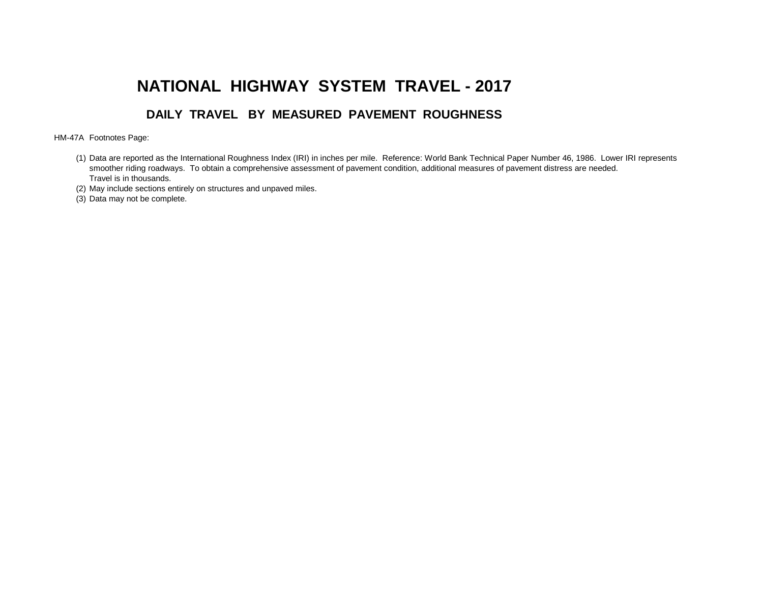# NATIONAL HIGHWAY SYSTEM TRAVEL - 2017

## DAILY TRAVEL BY MEASURED PAVEMENT ROUGHNESS

HM-47A Footnotes Page:

(1) Data are reported as the International Roughness Index (IRI) in inches per mile. Reference: World Bank Technical Paper Number 46, 1986. Lower IRI represents smoother riding roadways. To obtain a comprehensive assessment of pavement condition, additional measures of pavement distress are needed.
Travel is in thousands.

(2) May include sections entirely on structures and unpaved miles.

(3) Data may not be complete.